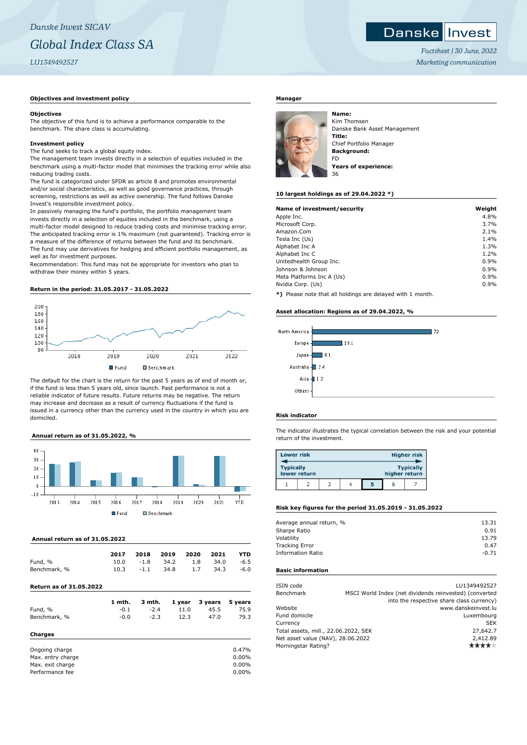*Danske Invest SICAV*

# *Global Index Class SA*

*LU1349492527*

Danske Invest

*Factsheet | 30 June, 2022*
*Marketing communication*

## Objectives and investment policy

**Objectives**
The objective of this fund is to achieve a performance comparable to the benchmark. The share class is accumulating.

**Investment policy**
The fund seeks to track a global equity index.
The management team invests directly in a selection of equities included in the benchmark using a multi-factor model that minimises the tracking error while also reducing trading costs.
The fund is categorized under SFDR as article 8 and promotes environmental and/or social characteristics, as well as good governance practices, through screening, restrictions as well as active ownership. The fund follows Danske Invest's responsible investment policy.
In passively managing the fund's portfolio, the portfolio management team invests directly in a selection of equities included in the benchmark, using a multi-factor model designed to reduce trading costs and minimise tracking error. The anticipated tracking error is 1% maximum (not guaranteed). Tracking error is a measure of the difference of returns between the fund and its benchmark.
The fund may use derivatives for hedging and efficient portfolio management, as well as for investment purposes.
Recommendation: This fund may not be appropriate for investors who plan to withdraw their money within 5 years.

## Return in the period: 31.05.2017 - 31.05.2022

The default for the chart is the return for the past 5 years as of end of month or, if the fund is less than 5 years old, since launch. Past performance is not a reliable indicator of future results. Future returns may be negative. The return may increase and decrease as a result of currency fluctuations if the fund is issued in a currency other than the currency used in the country in which you are domiciled.

## Annual return as of 31.05.2022, %

## Annual return as of 31.05.2022

| | 2017 | 2018 | 2019 | 2020 | 2021 | YTD |
|---|---|---|---|---|---|---|
| Fund, % | 10.0 | -1.8 | 34.2 | 1.8 | 34.0 | -6.5 |
| Benchmark, % | 10.3 | -1.1 | 34.8 | 1.7 | 34.3 | -6.0 |

## Return as of 31.05.2022

| | 1 mth. | 3 mth. | 1 year | 3 years | 5 years |
|---|---|---|---|---|---|
| Fund, % | -0.1 | -2.4 | 11.0 | 45.5 | 75.9 |
| Benchmark, % | -0.0 | -2.3 | 12.3 | 47.0 | 79.3 |

## Charges

| | |
|---|---|
| Ongoing charge | 0.47% |
| Max. entry charge | 0.00% |
| Max. exit charge | 0.00% |
| Performance fee | 0.00% |

## Manager

**Name:**
Kim Thomsen
Danske Bank Asset Management
**Title:**
Chief Portfolio Manager
**Background:**
FD
**Years of experience:**
36

## 10 largest holdings as of 29.04.2022 *)

| Name of investment/security | Weight |
|---|---|
| Apple Inc. | 4.8% |
| Microsoft Corp. | 3.7% |
| Amazon.Com | 2.1% |
| Tesla Inc (Us) | 1.4% |
| Alphabet Inc A | 1.3% |
| Alphabet Inc C | 1.2% |
| Unitedhealth Group Inc. | 0.9% |
| Johnson & Johnson | 0.9% |
| Meta Platforms Inc A (Us) | 0.9% |
| Nvidia Corp. (Us) | 0.9% |

*) Please note that all holdings are delayed with 1 month.

## Asset allocation: Regions as of 29.04.2022, %

| Region | % |
|---|---|
| North America | 72 |
| Europe | 18.1 |
| Japan | 6.1 |
| Australia | 2.4 |
| Asia | 1.2 |
| Others | |

## Risk indicator

The indicator illustrates the typical correlation between the risk and your potential return of the investment.

Lower risk — Higher risk
Typically lower return — Typically higher return

| 1 | 2 | 3 | 4 | **5** | 6 | 7 |
|---|---|---|---|---|---|---|

## Risk key figures for the period 31.05.2019 - 31.05.2022

| | |
|---|---|
| Average annual return, % | 13.31 |
| Sharpe Ratio | 0.91 |
| Volatility | 13.79 |
| Tracking Error | 0.47 |
| Information Ratio | -0.71 |

## Basic information

| | |
|---|---|
| ISIN code | LU1349492527 |
| Benchmark | MSCI World Index (net dividends reinvested) (converted into the respective share class currency) |
| Website | www.danskeinvest.lu |
| Fund domicile | Luxembourg |
| Currency | SEK |
| Total assets, mill., 22.06.2022, SEK | 27,642.7 |
| Net asset value (NAV), 28.06.2022 | 2,412.89 |
| Morningstar Rating? | ★★★★ |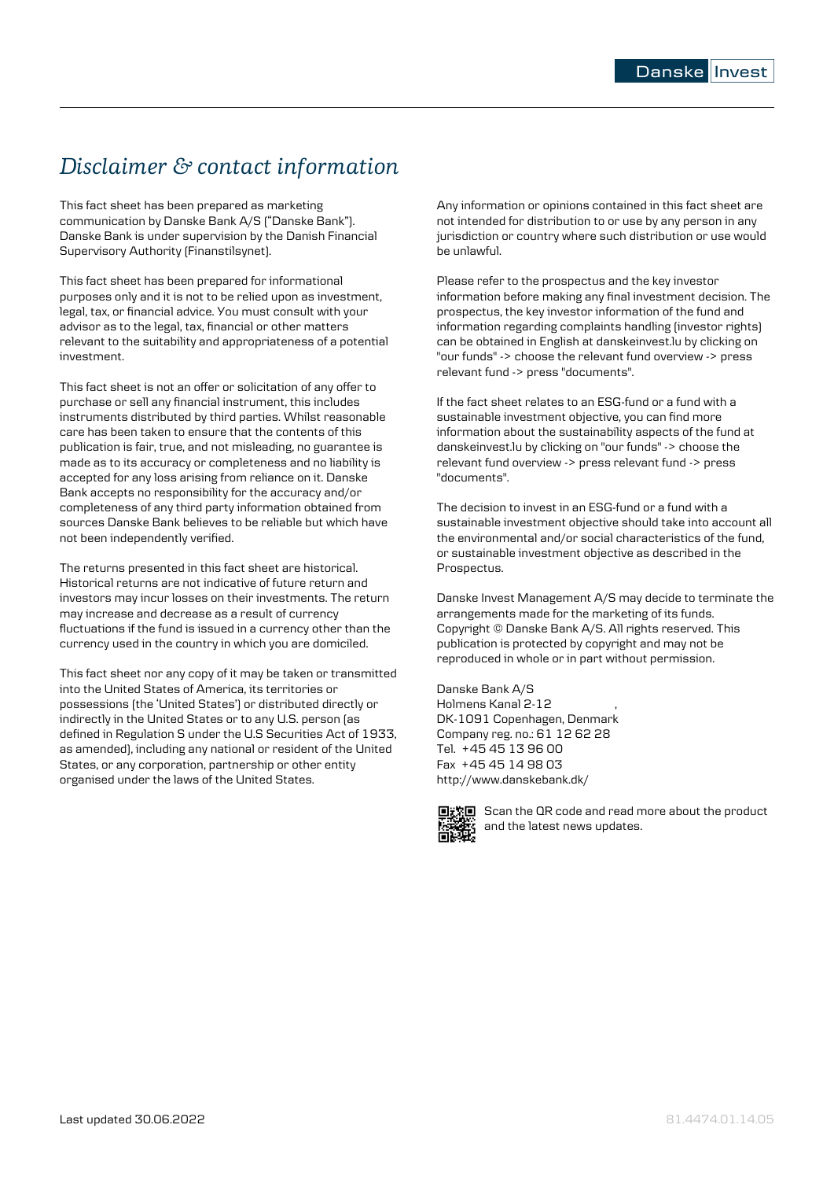## *Disclaimer & contact information*

This fact sheet has been prepared as marketing communication by Danske Bank A/S ("Danske Bank"). Danske Bank is under supervision by the Danish Financial Supervisory Authority (Finanstilsynet).

This fact sheet has been prepared for informational purposes only and it is not to be relied upon as investment, legal, tax, or financial advice. You must consult with your advisor as to the legal, tax, financial or other matters relevant to the suitability and appropriateness of a potential investment.

This fact sheet is not an offer or solicitation of any offer to purchase or sell any financial instrument, this includes instruments distributed by third parties. Whilst reasonable care has been taken to ensure that the contents of this publication is fair, true, and not misleading, no guarantee is made as to its accuracy or completeness and no liability is accepted for any loss arising from reliance on it. Danske Bank accepts no responsibility for the accuracy and/or completeness of any third party information obtained from sources Danske Bank believes to be reliable but which have not been independently verified.

The returns presented in this fact sheet are historical. Historical returns are not indicative of future return and investors may incur losses on their investments. The return may increase and decrease as a result of currency fluctuations if the fund is issued in a currency other than the currency used in the country in which you are domiciled.

This fact sheet nor any copy of it may be taken or transmitted into the United States of America, its territories or possessions (the 'United States') or distributed directly or indirectly in the United States or to any U.S. person (as defined in Regulation S under the U.S Securities Act of 1933, as amended), including any national or resident of the United States, or any corporation, partnership or other entity organised under the laws of the United States.

Any information or opinions contained in this fact sheet are not intended for distribution to or use by any person in any jurisdiction or country where such distribution or use would be unlawful.

Please refer to the prospectus and the key investor information before making any final investment decision. The prospectus, the key investor information of the fund and information regarding complaints handling (investor rights) can be obtained in English at danskeinvest.lu by clicking on "our funds" -> choose the relevant fund overview -> press relevant fund -> press "documents".

If the fact sheet relates to an ESG-fund or a fund with a sustainable investment objective, you can find more information about the sustainability aspects of the fund at danskeinvest.lu by clicking on "our funds" -> choose the relevant fund overview -> press relevant fund -> press "documents".

The decision to invest in an ESG-fund or a fund with a sustainable investment objective should take into account all the environmental and/or social characteristics of the fund, or sustainable investment objective as described in the Prospectus.

Danske Invest Management A/S may decide to terminate the arrangements made for the marketing of its funds. Copyright © Danske Bank A/S. All rights reserved. This publication is protected by copyright and may not be reproduced in whole or in part without permission.

Danske Bank A/S
Holmens Kanal 2-12
DK-1091 Copenhagen, Denmark
Company reg. no.: 61 12 62 28
Tel. +45 45 13 96 00
Fax +45 45 14 98 03
http://www.danskebank.dk/

Scan the QR code and read more about the product and the latest news updates.

Last updated 30.06.2022

81.4474.01.14.05